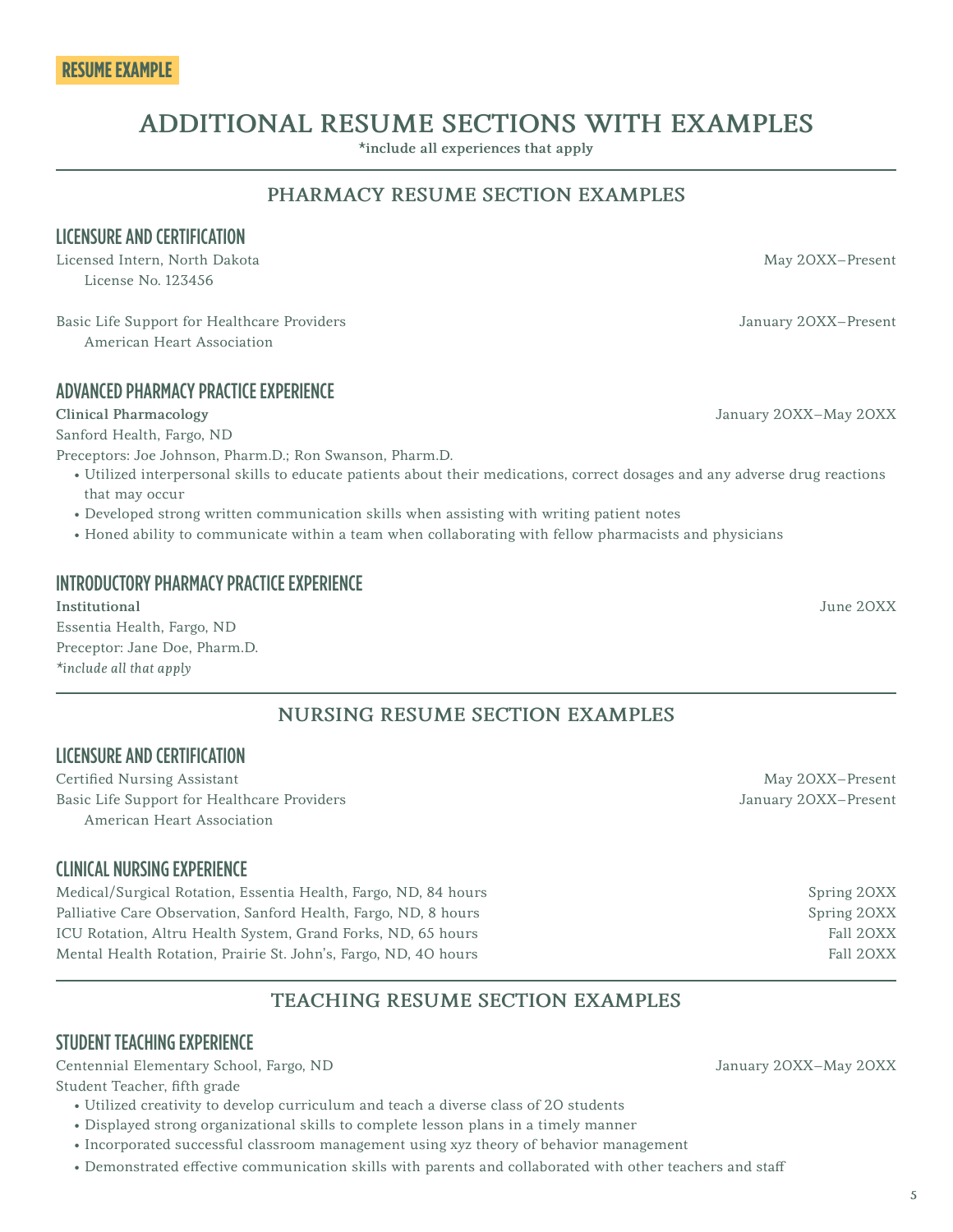**RESUME EXAMPLE**

# ADDITIONAL RESUME SECTIONS WITH EXAMPLES

**\*include all experiences that apply**

## PHARMACY RESUME SECTION EXAMPLES

### LICENSURE AND CERTIFICATION

Licensed Intern, North Dakota — May 20XX–Present
License No. 123456

Basic Life Support for Healthcare Providers — January 20XX–Present
American Heart Association

### ADVANCED PHARMACY PRACTICE EXPERIENCE

**Clinical Pharmacology** — January 20XX–May 20XX
Sanford Health, Fargo, ND
Preceptors: Joe Johnson, Pharm.D.; Ron Swanson, Pharm.D.

- Utilized interpersonal skills to educate patients about their medications, correct dosages and any adverse drug reactions that may occur
- Developed strong written communication skills when assisting with writing patient notes
- Honed ability to communicate within a team when collaborating with fellow pharmacists and physicians

### INTRODUCTORY PHARMACY PRACTICE EXPERIENCE

**Institutional** — June 20XX
Essentia Health, Fargo, ND
Preceptor: Jane Doe, Pharm.D.
*\*include all that apply*

## NURSING RESUME SECTION EXAMPLES

### LICENSURE AND CERTIFICATION

Certified Nursing Assistant — May 20XX–Present
Basic Life Support for Healthcare Providers — January 20XX–Present
American Heart Association

### CLINICAL NURSING EXPERIENCE

Medical/Surgical Rotation, Essentia Health, Fargo, ND, 84 hours — Spring 20XX
Palliative Care Observation, Sanford Health, Fargo, ND, 8 hours — Spring 20XX
ICU Rotation, Altru Health System, Grand Forks, ND, 65 hours — Fall 20XX
Mental Health Rotation, Prairie St. John's, Fargo, ND, 40 hours — Fall 20XX

## TEACHING RESUME SECTION EXAMPLES

### STUDENT TEACHING EXPERIENCE

Centennial Elementary School, Fargo, ND — January 20XX–May 20XX
Student Teacher, fifth grade

- Utilized creativity to develop curriculum and teach a diverse class of 20 students
- Displayed strong organizational skills to complete lesson plans in a timely manner
- Incorporated successful classroom management using xyz theory of behavior management
- Demonstrated effective communication skills with parents and collaborated with other teachers and staff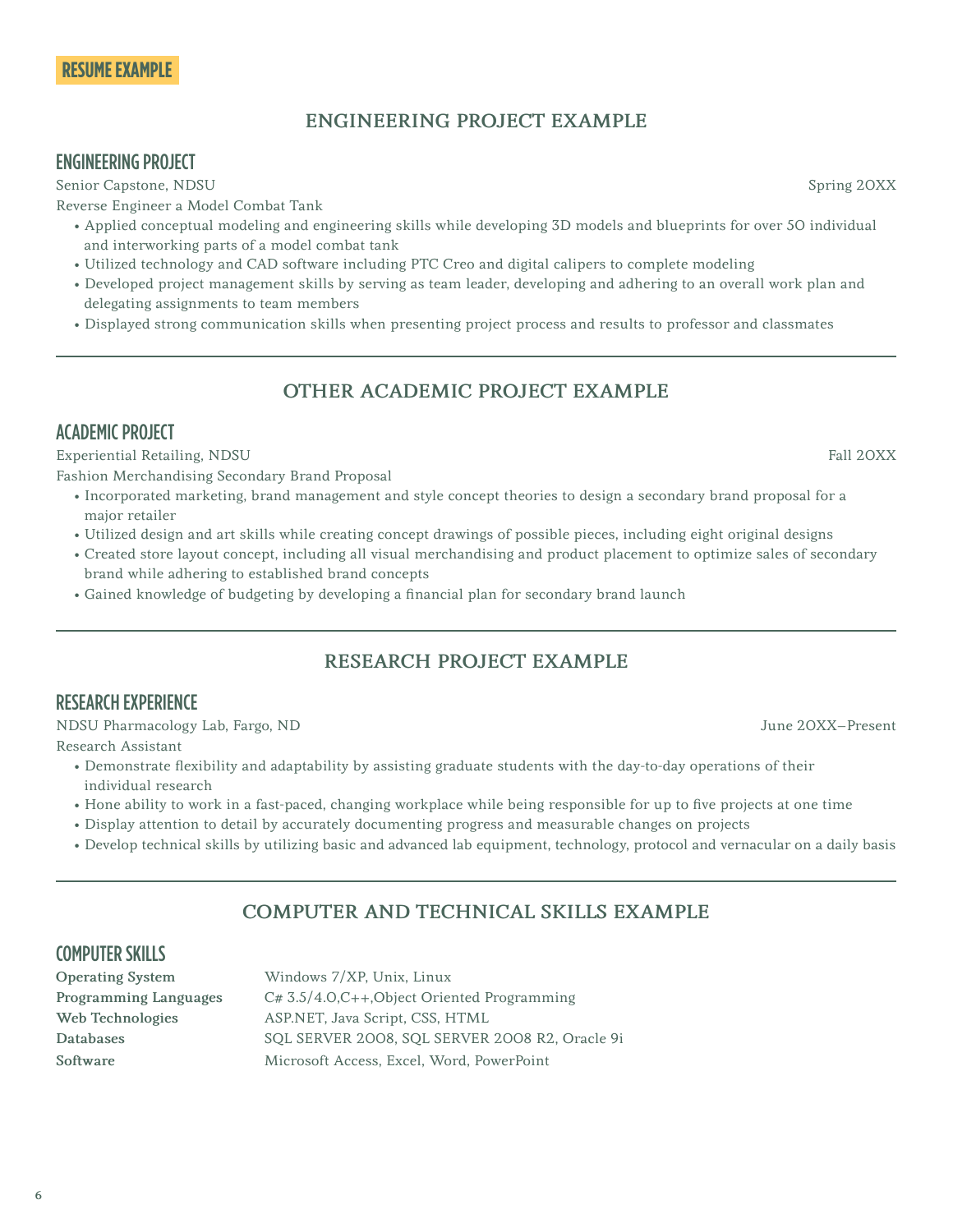RESUME EXAMPLE

## ENGINEERING PROJECT EXAMPLE

### ENGINEERING PROJECT

Senior Capstone, NDSU — Spring 20XX

Reverse Engineer a Model Combat Tank

- Applied conceptual modeling and engineering skills while developing 3D models and blueprints for over 50 individual and interworking parts of a model combat tank
- Utilized technology and CAD software including PTC Creo and digital calipers to complete modeling
- Developed project management skills by serving as team leader, developing and adhering to an overall work plan and delegating assignments to team members
- Displayed strong communication skills when presenting project process and results to professor and classmates

---

## OTHER ACADEMIC PROJECT EXAMPLE

### ACADEMIC PROJECT

Experiential Retailing, NDSU — Fall 20XX

Fashion Merchandising Secondary Brand Proposal

- Incorporated marketing, brand management and style concept theories to design a secondary brand proposal for a major retailer
- Utilized design and art skills while creating concept drawings of possible pieces, including eight original designs
- Created store layout concept, including all visual merchandising and product placement to optimize sales of secondary brand while adhering to established brand concepts
- Gained knowledge of budgeting by developing a financial plan for secondary brand launch

---

## RESEARCH PROJECT EXAMPLE

### RESEARCH EXPERIENCE

NDSU Pharmacology Lab, Fargo, ND — June 20XX–Present

Research Assistant

- Demonstrate flexibility and adaptability by assisting graduate students with the day-to-day operations of their individual research
- Hone ability to work in a fast-paced, changing workplace while being responsible for up to five projects at one time
- Display attention to detail by accurately documenting progress and measurable changes on projects
- Develop technical skills by utilizing basic and advanced lab equipment, technology, protocol and vernacular on a daily basis

---

## COMPUTER AND TECHNICAL SKILLS EXAMPLE

### COMPUTER SKILLS

| | |
|---|---|
| **Operating System** | Windows 7/XP, Unix, Linux |
| **Programming Languages** | C# 3.5/4.0,C++,Object Oriented Programming |
| **Web Technologies** | ASP.NET, Java Script, CSS, HTML |
| **Databases** | SQL SERVER 2008, SQL SERVER 2008 R2, Oracle 9i |
| **Software** | Microsoft Access, Excel, Word, PowerPoint |